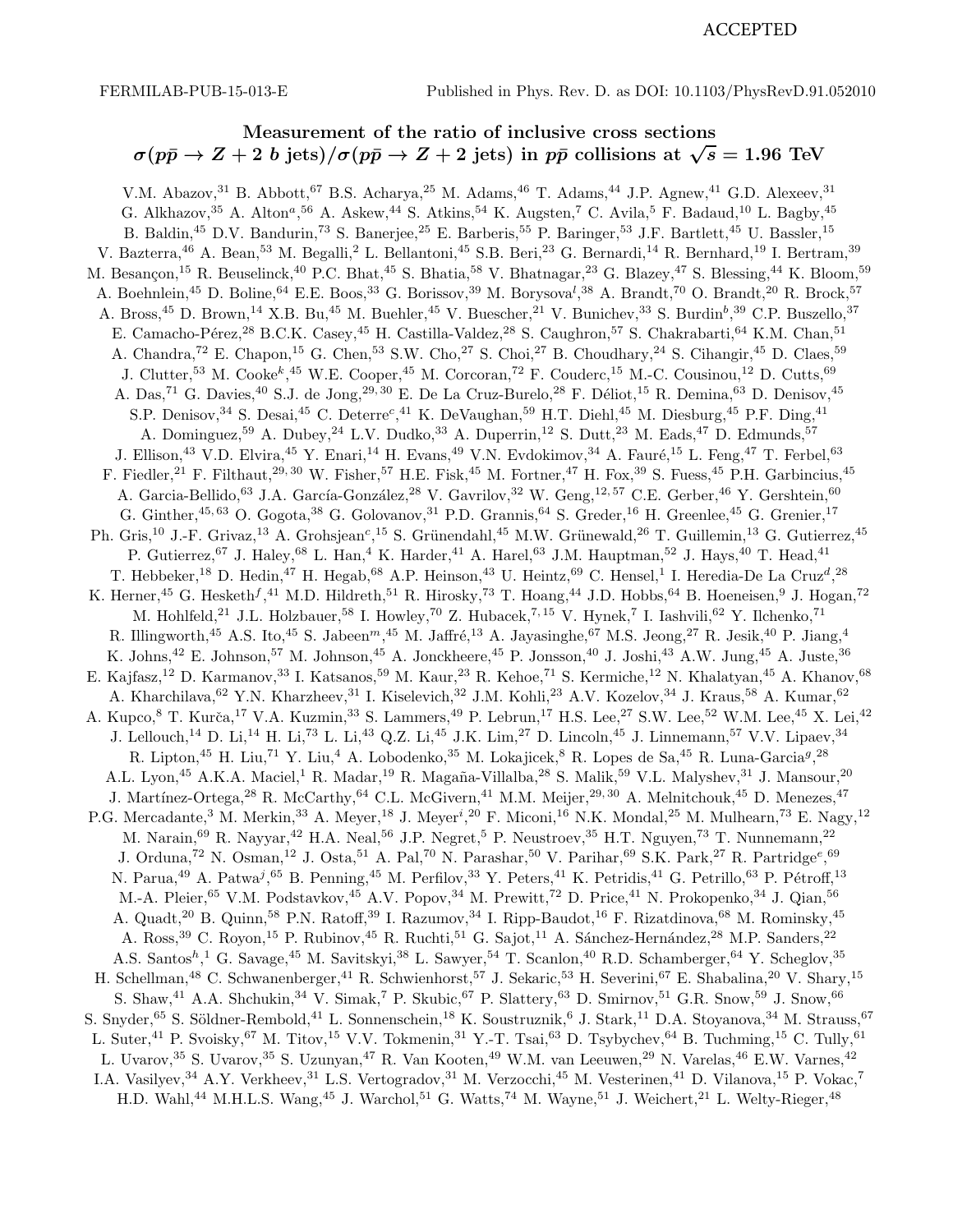ACCEPTED

FERMILAB-PUB-15-013-E

Published in Phys. Rev. D. as DOI: 10.1103/PhysRevD.91.052010

# Measurement of the ratio of inclusive cross sections $\sigma(p\bar{p} \to Z + 2\ b\ \text{jets})/\sigma(p\bar{p} \to Z + 2\ \text{jets})$ in $p\bar{p}$ collisions at $\sqrt{s} = 1.96$ TeV

V.M. Abazov,[31] B. Abbott,[67] B.S. Acharya,[25] M. Adams,[46] T. Adams,[44] J.P. Agnew,[41] G.D. Alexeev,[31] G. Alkhazov,[35] A. Alton[a],[56] A. Askew,[44] S. Atkins,[54] K. Augsten,[7] C. Avila,[5] F. Badaud,[10] L. Bagby,[45] B. Baldin,[45] D.V. Bandurin,[73] S. Banerjee,[25] E. Barberis,[55] P. Baringer,[53] J.F. Bartlett,[45] U. Bassler,[15] V. Bazterra,[46] A. Bean,[53] M. Begalli,[2] L. Bellantoni,[45] S.B. Beri,[23] G. Bernardi,[14] R. Bernhard,[19] I. Bertram,[39] M. Besançon,[15] R. Beuselinck,[40] P.C. Bhat,[45] S. Bhatia,[58] V. Bhatnagar,[23] G. Blazey,[47] S. Blessing,[44] K. Bloom,[59] A. Boehnlein,[45] D. Boline,[64] E.E. Boos,[33] G. Borissov,[39] M. Borysova[l],[38] A. Brandt,[70] O. Brandt,[20] R. Brock,[57] A. Bross,[45] D. Brown,[14] X.B. Bu,[45] M. Buehler,[45] V. Buescher,[21] V. Bunichev,[33] S. Burdin[b],[39] C.P. Buszello,[37] E. Camacho-Pérez,[28] B.C.K. Casey,[45] H. Castilla-Valdez,[28] S. Caughron,[57] S. Chakrabarti,[64] K.M. Chan,[51] A. Chandra,[72] E. Chapon,[15] G. Chen,[53] S.W. Cho,[27] S. Choi,[27] B. Choudhary,[24] S. Cihangir,[45] D. Claes,[59] J. Clutter,[53] M. Cooke[k],[45] W.E. Cooper,[45] M. Corcoran,[72] F. Couderc,[15] M.-C. Cousinou,[12] D. Cutts,[69] A. Das,[71] G. Davies,[40] S.J. de Jong,[29,30] E. De La Cruz-Burelo,[28] F. Déliot,[15] R. Demina,[63] D. Denisov,[45] S.P. Denisov,[34] S. Desai,[45] C. Deterre[c],[41] K. DeVaughan,[59] H.T. Diehl,[45] M. Diesburg,[45] P.F. Ding,[41] A. Dominguez,[59] A. Dubey,[24] L.V. Dudko,[33] A. Duperrin,[12] S. Dutt,[23] M. Eads,[47] D. Edmunds,[57] J. Ellison,[43] V.D. Elvira,[45] Y. Enari,[14] H. Evans,[49] V.N. Evdokimov,[34] A. Fauré,[15] L. Feng,[47] T. Ferbel,[63] F. Fiedler,[21] F. Filthaut,[29,30] W. Fisher,[57] H.E. Fisk,[45] M. Fortner,[47] H. Fox,[39] S. Fuess,[45] P.H. Garbincius,[45] A. Garcia-Bellido,[63] J.A. García-González,[28] V. Gavrilov,[32] W. Geng,[12,57] C.E. Gerber,[46] Y. Gershtein,[60] G. Ginther,[45,63] O. Gogota,[38] G. Golovanov,[31] P.D. Grannis,[64] S. Greder,[16] H. Greenlee,[45] G. Grenier,[17] Ph. Gris,[10] J.-F. Grivaz,[13] A. Grohsjean[c],[15] S. Grünendahl,[45] M.W. Grünewald,[26] T. Guillemin,[13] G. Gutierrez,[45] P. Gutierrez,[67] J. Haley,[68] L. Han,[4] K. Harder,[41] A. Harel,[63] J.M. Hauptman,[52] J. Hays,[40] T. Head,[41] T. Hebbeker,[18] D. Hedin,[47] H. Hegab,[68] A.P. Heinson,[43] U. Heintz,[69] C. Hensel,[1] I. Heredia-De La Cruz[d],[28] K. Herner,[45] G. Hesketh[f],[41] M.D. Hildreth,[51] R. Hirosky,[73] T. Hoang,[44] J.D. Hobbs,[64] B. Hoeneisen,[9] J. Hogan,[72] M. Hohlfeld,[21] J.L. Holzbauer,[58] I. Howley,[70] Z. Hubacek,[7,15] V. Hynek,[7] I. Iashvili,[62] Y. Ilchenko,[71] R. Illingworth,[45] A.S. Ito,[45] S. Jabeen[m],[45] M. Jaffré,[13] A. Jayasinghe,[67] M.S. Jeong,[27] R. Jesik,[40] P. Jiang,[4] K. Johns,[42] E. Johnson,[57] M. Johnson,[45] A. Jonckheere,[45] P. Jonsson,[40] J. Joshi,[43] A.W. Jung,[45] A. Juste,[36] E. Kajfasz,[12] D. Karmanov,[33] I. Katsanos,[59] M. Kaur,[23] R. Kehoe,[71] S. Kermiche,[12] N. Khalatyan,[45] A. Khanov,[68] A. Kharchilava,[62] Y.N. Kharzheev,[31] I. Kiselevich,[32] J.M. Kohli,[23] A.V. Kozelov,[34] J. Kraus,[58] A. Kumar,[62] A. Kupco,[8] T. Kurča,[17] V.A. Kuzmin,[33] S. Lammers,[49] P. Lebrun,[17] H.S. Lee,[27] S.W. Lee,[52] W.M. Lee,[45] X. Lei,[42] J. Lellouch,[14] D. Li,[14] H. Li,[73] L. Li,[43] Q.Z. Li,[45] J.K. Lim,[27] D. Lincoln,[45] J. Linnemann,[57] V.V. Lipaev,[34] R. Lipton,[45] H. Liu,[71] Y. Liu,[4] A. Lobodenko,[35] M. Lokajicek,[8] R. Lopes de Sa,[45] R. Luna-Garcia[g],[28] A.L. Lyon,[45] A.K.A. Maciel,[1] R. Madar,[19] R. Magaña-Villalba,[28] S. Malik,[59] V.L. Malyshev,[31] J. Mansour,[20] J. Martínez-Ortega,[28] R. McCarthy,[64] C.L. McGivern,[41] M.M. Meijer,[29,30] A. Melnitchouk,[45] D. Menezes,[47] P.G. Mercadante,[3] M. Merkin,[33] A. Meyer,[18] J. Meyer[i],[20] F. Miconi,[16] N.K. Mondal,[25] M. Mulhearn,[73] E. Nagy,[12] M. Narain,[69] R. Nayyar,[42] H.A. Neal,[56] J.P. Negret,[5] P. Neustroev,[35] H.T. Nguyen,[73] T. Nunnemann,[22] J. Orduna,[72] N. Osman,[12] J. Osta,[51] A. Pal,[70] N. Parashar,[50] V. Parihar,[69] S.K. Park,[27] R. Partridge[e],[69] N. Parua,[49] A. Patwa[j],[65] B. Penning,[45] M. Perfilov,[33] Y. Peters,[41] K. Petridis,[41] G. Petrillo,[63] P. Pétroff,[13] M.-A. Pleier,[65] V.M. Podstavkov,[45] A.V. Popov,[34] M. Prewitt,[72] D. Price,[41] N. Prokopenko,[34] J. Qian,[56] A. Quadt,[20] B. Quinn,[58] P.N. Ratoff,[39] I. Razumov,[34] I. Ripp-Baudot,[16] F. Rizatdinova,[68] M. Rominsky,[45] A. Ross,[39] C. Royon,[15] P. Rubinov,[45] R. Ruchti,[51] G. Sajot,[11] A. Sánchez-Hernández,[28] M.P. Sanders,[22] A.S. Santos[h],[1] G. Savage,[45] M. Savitskyi,[38] L. Sawyer,[54] T. Scanlon,[40] R.D. Schamberger,[64] Y. Scheglov,[35] H. Schellman,[48] C. Schwanenberger,[41] R. Schwienhorst,[57] J. Sekaric,[53] H. Severini,[67] E. Shabalina,[20] V. Shary,[15] S. Shaw,[41] A.A. Shchukin,[34] V. Simak,[7] P. Skubic,[67] P. Slattery,[63] D. Smirnov,[51] G.R. Snow,[59] J. Snow,[66] S. Snyder,[65] S. Söldner-Rembold,[41] L. Sonnenschein,[18] K. Soustruznik,[6] J. Stark,[11] D.A. Stoyanova,[34] M. Strauss,[67] L. Suter,[41] P. Svoisky,[67] M. Titov,[15] V.V. Tokmenin,[31] Y.-T. Tsai,[63] D. Tsybychev,[64] B. Tuchming,[15] C. Tully,[61] L. Uvarov,[35] S. Uvarov,[35] S. Uzunyan,[47] R. Van Kooten,[49] W.M. van Leeuwen,[29] N. Varelas,[46] E.W. Varnes,[42] I.A. Vasilyev,[34] A.Y. Verkheev,[31] L.S. Vertogradov,[31] M. Verzocchi,[45] M. Vesterinen,[41] D. Vilanova,[15] P. Vokac,[7] H.D. Wahl,[44] M.H.L.S. Wang,[45] J. Warchol,[51] G. Watts,[74] M. Wayne,[51] J. Weichert,[21] L. Welty-Rieger,[48]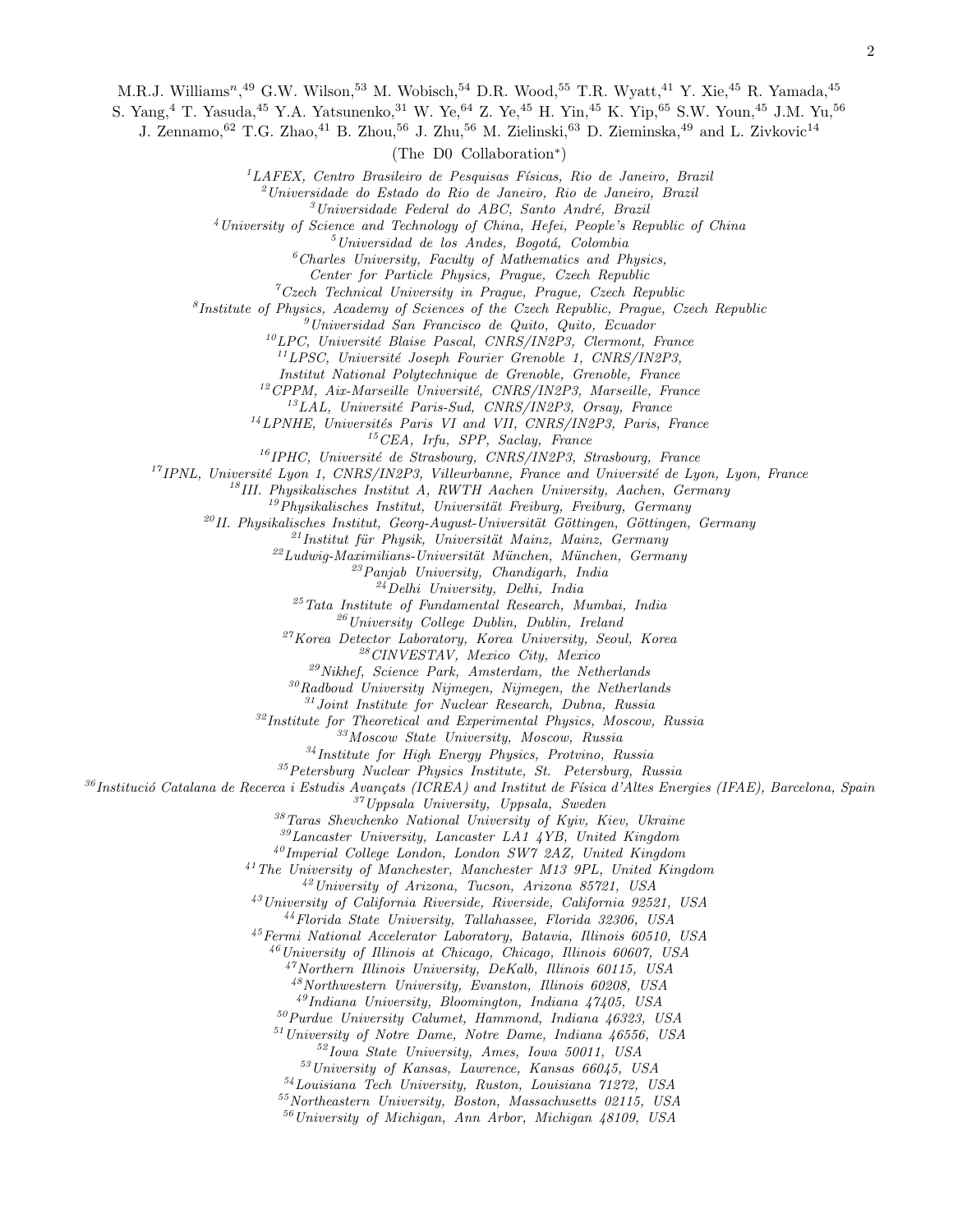M.R.J. Williams[n,49] G.W. Wilson,[53] M. Wobisch,[54] D.R. Wood,[55] T.R. Wyatt,[41] Y. Xie,[45] R. Yamada,[45] S. Yang,[4] T. Yasuda,[45] Y.A. Yatsunenko,[31] W. Ye,[64] Z. Ye,[45] H. Yin,[45] K. Yip,[65] S.W. Youn,[45] J.M. Yu,[56] J. Zennamo,[62] T.G. Zhao,[41] B. Zhou,[56] J. Zhu,[56] M. Zielinski,[63] D. Zieminska,[49] and L. Zivkovic[14]

(The D0 Collaboration[*])

[1]*LAFEX, Centro Brasileiro de Pesquisas Físicas, Rio de Janeiro, Brazil*
[2]*Universidade do Estado do Rio de Janeiro, Rio de Janeiro, Brazil*
[3]*Universidade Federal do ABC, Santo André, Brazil*
[4]*University of Science and Technology of China, Hefei, People's Republic of China*
[5]*Universidad de los Andes, Bogotá, Colombia*
[6]*Charles University, Faculty of Mathematics and Physics, Center for Particle Physics, Prague, Czech Republic*
[7]*Czech Technical University in Prague, Prague, Czech Republic*
[8]*Institute of Physics, Academy of Sciences of the Czech Republic, Prague, Czech Republic*
[9]*Universidad San Francisco de Quito, Quito, Ecuador*
[10]*LPC, Université Blaise Pascal, CNRS/IN2P3, Clermont, France*
[11]*LPSC, Université Joseph Fourier Grenoble 1, CNRS/IN2P3, Institut National Polytechnique de Grenoble, Grenoble, France*
[12]*CPPM, Aix-Marseille Université, CNRS/IN2P3, Marseille, France*
[13]*LAL, Université Paris-Sud, CNRS/IN2P3, Orsay, France*
[14]*LPNHE, Universités Paris VI and VII, CNRS/IN2P3, Paris, France*
[15]*CEA, Irfu, SPP, Saclay, France*
[16]*IPHC, Université de Strasbourg, CNRS/IN2P3, Strasbourg, France*
[17]*IPNL, Université Lyon 1, CNRS/IN2P3, Villeurbanne, France and Université de Lyon, Lyon, France*
[18]*III. Physikalisches Institut A, RWTH Aachen University, Aachen, Germany*
[19]*Physikalisches Institut, Universität Freiburg, Freiburg, Germany*
[20]*II. Physikalisches Institut, Georg-August-Universität Göttingen, Göttingen, Germany*
[21]*Institut für Physik, Universität Mainz, Mainz, Germany*
[22]*Ludwig-Maximilians-Universität München, München, Germany*
[23]*Panjab University, Chandigarh, India*
[24]*Delhi University, Delhi, India*
[25]*Tata Institute of Fundamental Research, Mumbai, India*
[26]*University College Dublin, Dublin, Ireland*
[27]*Korea Detector Laboratory, Korea University, Seoul, Korea*
[28]*CINVESTAV, Mexico City, Mexico*
[29]*Nikhef, Science Park, Amsterdam, the Netherlands*
[30]*Radboud University Nijmegen, Nijmegen, the Netherlands*
[31]*Joint Institute for Nuclear Research, Dubna, Russia*
[32]*Institute for Theoretical and Experimental Physics, Moscow, Russia*
[33]*Moscow State University, Moscow, Russia*
[34]*Institute for High Energy Physics, Protvino, Russia*
[35]*Petersburg Nuclear Physics Institute, St. Petersburg, Russia*
[36]*Institució Catalana de Recerca i Estudis Avançats (ICREA) and Institut de Física d'Altes Energies (IFAE), Barcelona, Spain*
[37]*Uppsala University, Uppsala, Sweden*
[38]*Taras Shevchenko National University of Kyiv, Kiev, Ukraine*
[39]*Lancaster University, Lancaster LA1 4YB, United Kingdom*
[40]*Imperial College London, London SW7 2AZ, United Kingdom*
[41]*The University of Manchester, Manchester M13 9PL, United Kingdom*
[42]*University of Arizona, Tucson, Arizona 85721, USA*
[43]*University of California Riverside, Riverside, California 92521, USA*
[44]*Florida State University, Tallahassee, Florida 32306, USA*
[45]*Fermi National Accelerator Laboratory, Batavia, Illinois 60510, USA*
[46]*University of Illinois at Chicago, Chicago, Illinois 60607, USA*
[47]*Northern Illinois University, DeKalb, Illinois 60115, USA*
[48]*Northwestern University, Evanston, Illinois 60208, USA*
[49]*Indiana University, Bloomington, Indiana 47405, USA*
[50]*Purdue University Calumet, Hammond, Indiana 46323, USA*
[51]*University of Notre Dame, Notre Dame, Indiana 46556, USA*
[52]*Iowa State University, Ames, Iowa 50011, USA*
[53]*University of Kansas, Lawrence, Kansas 66045, USA*
[54]*Louisiana Tech University, Ruston, Louisiana 71272, USA*
[55]*Northeastern University, Boston, Massachusetts 02115, USA*
[56]*University of Michigan, Ann Arbor, Michigan 48109, USA*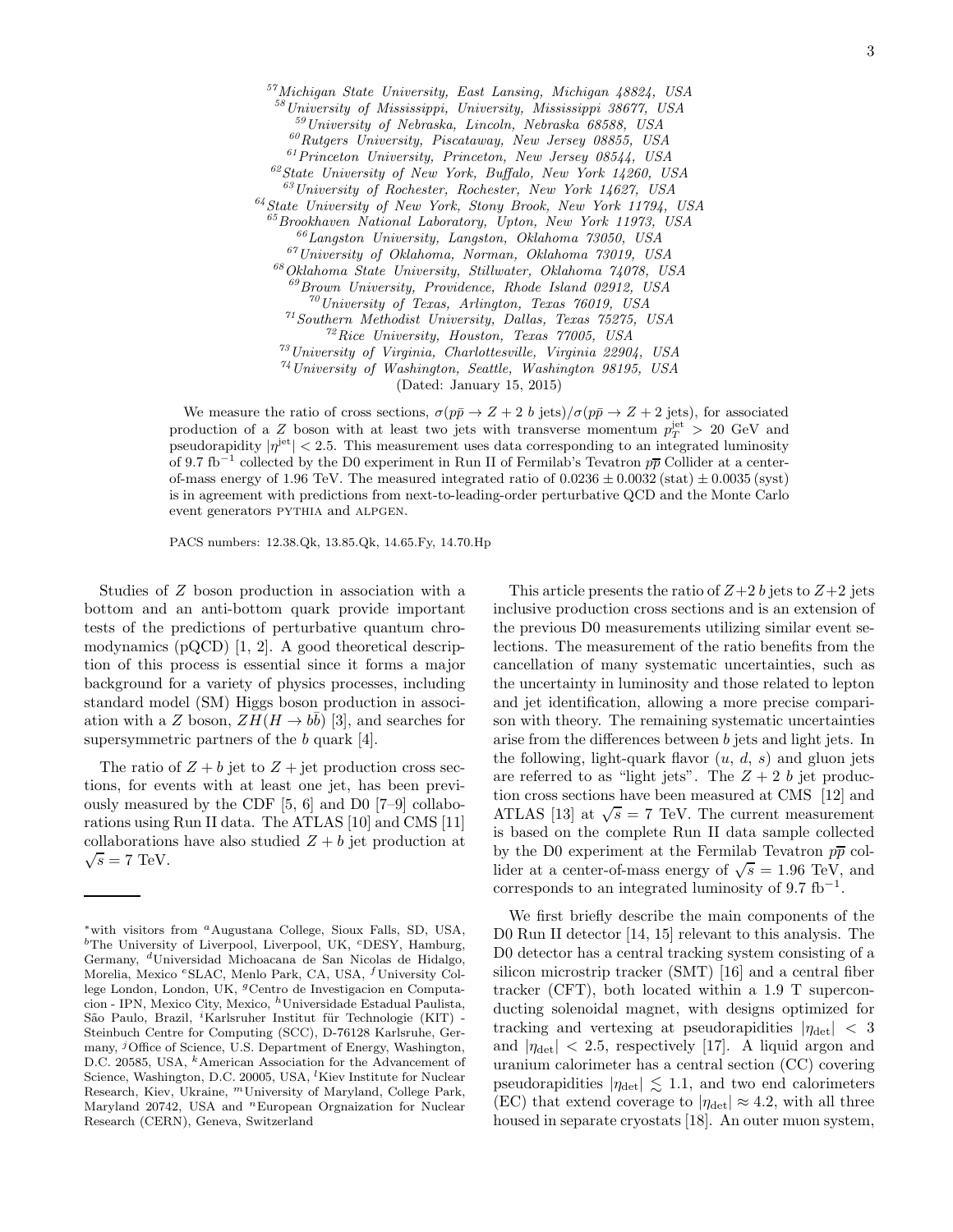[57]Michigan State University, East Lansing, Michigan 48824, USA
[58]University of Mississippi, University, Mississippi 38677, USA
[59]University of Nebraska, Lincoln, Nebraska 68588, USA
[60]Rutgers University, Piscataway, New Jersey 08855, USA
[61]Princeton University, Princeton, New Jersey 08544, USA
[62]State University of New York, Buffalo, New York 14260, USA
[63]University of Rochester, Rochester, New York 14627, USA
[64]State University of New York, Stony Brook, New York 11794, USA
[65]Brookhaven National Laboratory, Upton, New York 11973, USA
[66]Langston University, Langston, Oklahoma 73050, USA
[67]University of Oklahoma, Norman, Oklahoma 73019, USA
[68]Oklahoma State University, Stillwater, Oklahoma 74078, USA
[69]Brown University, Providence, Rhode Island 02912, USA
[70]University of Texas, Arlington, Texas 76019, USA
[71]Southern Methodist University, Dallas, Texas 75275, USA
[72]Rice University, Houston, Texas 77005, USA
[73]University of Virginia, Charlottesville, Virginia 22904, USA
[74]University of Washington, Seattle, Washington 98195, USA
(Dated: January 15, 2015)

We measure the ratio of cross sections, $\sigma(p\bar{p} \to Z + 2\ b \text{ jets})/\sigma(p\bar{p} \to Z + 2 \text{ jets})$, for associated production of a $Z$ boson with at least two jets with transverse momentum $p_T^{\text{jet}} > 20$ GeV and pseudorapidity $|\eta^{\text{jet}}| < 2.5$. This measurement uses data corresponding to an integrated luminosity of 9.7 fb$^{-1}$ collected by the D0 experiment in Run II of Fermilab's Tevatron $p\bar{p}$ Collider at a center-of-mass energy of 1.96 TeV. The measured integrated ratio of $0.0236 \pm 0.0032\,(\text{stat}) \pm 0.0035\,(\text{syst})$ is in agreement with predictions from next-to-leading-order perturbative QCD and the Monte Carlo event generators PYTHIA and ALPGEN.

PACS numbers: 12.38.Qk, 13.85.Qk, 14.65.Fy, 14.70.Hp

Studies of $Z$ boson production in association with a bottom and an anti-bottom quark provide important tests of the predictions of perturbative quantum chromodynamics (pQCD) [1, 2]. A good theoretical description of this process is essential since it forms a major background for a variety of physics processes, including standard model (SM) Higgs boson production in association with a $Z$ boson, $ZH(H \to b\bar{b})$ [3], and searches for supersymmetric partners of the $b$ quark [4].

The ratio of $Z + b$ jet to $Z +$ jet production cross sections, for events with at least one jet, has been previously measured by the CDF [5, 6] and D0 [7–9] collaborations using Run II data. The ATLAS [10] and CMS [11] collaborations have also studied $Z + b$ jet production at $\sqrt{s} = 7$ TeV.

This article presents the ratio of $Z+2\ b$ jets to $Z+2$ jets inclusive production cross sections and is an extension of the previous D0 measurements utilizing similar event selections. The measurement of the ratio benefits from the cancellation of many systematic uncertainties, such as the uncertainty in luminosity and those related to lepton and jet identification, allowing a more precise comparison with theory. The remaining systematic uncertainties arise from the differences between $b$ jets and light jets. In the following, light-quark flavor ($u$, $d$, $s$) and gluon jets are referred to as "light jets". The $Z + 2\ b$ jet production cross sections have been measured at CMS [12] and ATLAS [13] at $\sqrt{s} = 7$ TeV. The current measurement is based on the complete Run II data sample collected by the D0 experiment at the Fermilab Tevatron $p\bar{p}$ collider at a center-of-mass energy of $\sqrt{s} = 1.96$ TeV, and corresponds to an integrated luminosity of 9.7 fb$^{-1}$.

We first briefly describe the main components of the D0 Run II detector [14, 15] relevant to this analysis. The D0 detector has a central tracking system consisting of a silicon microstrip tracker (SMT) [16] and a central fiber tracker (CFT), both located within a 1.9 T superconducting solenoidal magnet, with designs optimized for tracking and vertexing at pseudorapidities $|\eta_{\text{det}}| < 3$ and $|\eta_{\text{det}}| < 2.5$, respectively [17]. A liquid argon and uranium calorimeter has a central section (CC) covering pseudorapidities $|\eta_{\text{det}}| \lesssim 1.1$, and two end calorimeters (EC) that extend coverage to $|\eta_{\text{det}}| \approx 4.2$, with all three housed in separate cryostats [18]. An outer muon system,

*with visitors from [a]Augustana College, Sioux Falls, SD, USA, [b]The University of Liverpool, Liverpool, UK, [c]DESY, Hamburg, Germany, [d]Universidad Michoacana de San Nicolas de Hidalgo, Morelia, Mexico [e]SLAC, Menlo Park, CA, USA, [f]University College London, London, UK, [g]Centro de Investigacion en Computacion - IPN, Mexico City, Mexico, [h]Universidade Estadual Paulista, São Paulo, Brazil, [i]Karlsruher Institut für Technologie (KIT) - Steinbuch Centre for Computing (SCC), D-76128 Karlsruhe, Germany, [j]Office of Science, U.S. Department of Energy, Washington, D.C. 20585, USA, [k]American Association for the Advancement of Science, Washington, D.C. 20005, USA, [l]Kiev Institute for Nuclear Research, Kiev, Ukraine, [m]University of Maryland, College Park, Maryland 20742, USA and [n]European Orgnaization for Nuclear Research (CERN), Geneva, Switzerland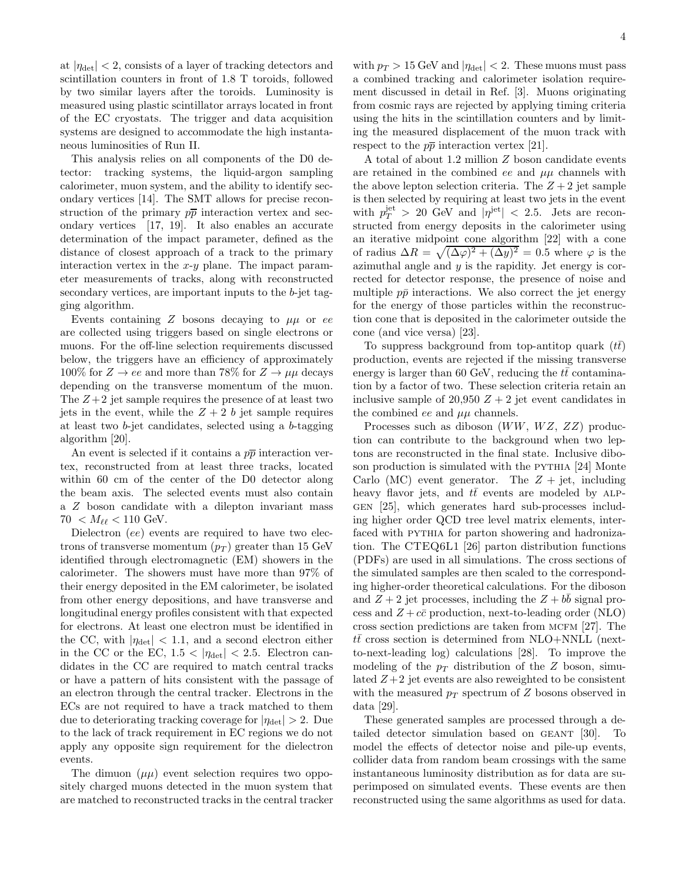at $|\eta_{\rm det}| < 2$, consists of a layer of tracking detectors and scintillation counters in front of 1.8 T toroids, followed by two similar layers after the toroids. Luminosity is measured using plastic scintillator arrays located in front of the EC cryostats. The trigger and data acquisition systems are designed to accommodate the high instantaneous luminosities of Run II.

This analysis relies on all components of the D0 detector: tracking systems, the liquid-argon sampling calorimeter, muon system, and the ability to identify secondary vertices [14]. The SMT allows for precise reconstruction of the primary $p\overline{p}$ interaction vertex and secondary vertices [17, 19]. It also enables an accurate determination of the impact parameter, defined as the distance of closest approach of a track to the primary interaction vertex in the $x$-$y$ plane. The impact parameter measurements of tracks, along with reconstructed secondary vertices, are important inputs to the $b$-jet tagging algorithm.

Events containing $Z$ bosons decaying to $\mu\mu$ or $ee$ are collected using triggers based on single electrons or muons. For the off-line selection requirements discussed below, the triggers have an efficiency of approximately 100% for $Z \to ee$ and more than 78% for $Z \to \mu\mu$ decays depending on the transverse momentum of the muon. The $Z+2$ jet sample requires the presence of at least two jets in the event, while the $Z + 2$ $b$ jet sample requires at least two $b$-jet candidates, selected using a $b$-tagging algorithm [20].

An event is selected if it contains a $p\overline{p}$ interaction vertex, reconstructed from at least three tracks, located within 60 cm of the center of the D0 detector along the beam axis. The selected events must also contain a $Z$ boson candidate with a dilepton invariant mass $70 < M_{\ell\ell} < 110$ GeV.

Dielectron ($ee$) events are required to have two electrons of transverse momentum ($p_T$) greater than 15 GeV identified through electromagnetic (EM) showers in the calorimeter. The showers must have more than 97% of their energy deposited in the EM calorimeter, be isolated from other energy depositions, and have transverse and longitudinal energy profiles consistent with that expected for electrons. At least one electron must be identified in the CC, with $|\eta_{\rm det}| < 1.1$, and a second electron either in the CC or the EC, $1.5 < |\eta_{\rm det}| < 2.5$. Electron candidates in the CC are required to match central tracks or have a pattern of hits consistent with the passage of an electron through the central tracker. Electrons in the ECs are not required to have a track matched to them due to deteriorating tracking coverage for $|\eta_{\rm det}| > 2$. Due to the lack of track requirement in EC regions we do not apply any opposite sign requirement for the dielectron events.

The dimuon ($\mu\mu$) event selection requires two oppositely charged muons detected in the muon system that are matched to reconstructed tracks in the central tracker with $p_T > 15$ GeV and $|\eta_{\rm det}| < 2$. These muons must pass a combined tracking and calorimeter isolation requirement discussed in detail in Ref. [3]. Muons originating from cosmic rays are rejected by applying timing criteria using the hits in the scintillation counters and by limiting the measured displacement of the muon track with respect to the $p\overline{p}$ interaction vertex [21].

A total of about 1.2 million $Z$ boson candidate events are retained in the combined $ee$ and $\mu\mu$ channels with the above lepton selection criteria. The $Z+2$ jet sample is then selected by requiring at least two jets in the event with $p_T^{\rm jet} > 20$ GeV and $|\eta^{\rm jet}| < 2.5$. Jets are reconstructed from energy deposits in the calorimeter using an iterative midpoint cone algorithm [22] with a cone of radius $\Delta R = \sqrt{(\Delta\varphi)^2 + (\Delta y)^2} = 0.5$ where $\varphi$ is the azimuthal angle and $y$ is the rapidity. Jet energy is corrected for detector response, the presence of noise and multiple $p\bar{p}$ interactions. We also correct the jet energy for the energy of those particles within the reconstruction cone that is deposited in the calorimeter outside the cone (and vice versa) [23].

To suppress background from top-antitop quark ($t\bar{t}$) production, events are rejected if the missing transverse energy is larger than 60 GeV, reducing the $t\bar{t}$ contamination by a factor of two. These selection criteria retain an inclusive sample of 20,950 $Z+2$ jet event candidates in the combined $ee$ and $\mu\mu$ channels.

Processes such as diboson ($WW$, $WZ$, $ZZ$) production can contribute to the background when two leptons are reconstructed in the final state. Inclusive diboson production is simulated with the PYTHIA [24] Monte Carlo (MC) event generator. The $Z$ + jet, including heavy flavor jets, and $t\bar{t}$ events are modeled by ALPGEN [25], which generates hard sub-processes including higher order QCD tree level matrix elements, interfaced with PYTHIA for parton showering and hadronization. The CTEQ6L1 [26] parton distribution functions (PDFs) are used in all simulations. The cross sections of the simulated samples are then scaled to the corresponding higher-order theoretical calculations. For the diboson and $Z+2$ jet processes, including the $Z+b\bar{b}$ signal process and $Z+c\bar{c}$ production, next-to-leading order (NLO) cross section predictions are taken from MCFM [27]. The $t\bar{t}$ cross section is determined from NLO+NNLL (next-to-next-leading log) calculations [28]. To improve the modeling of the $p_T$ distribution of the $Z$ boson, simulated $Z+2$ jet events are also reweighted to be consistent with the measured $p_T$ spectrum of $Z$ bosons observed in data [29].

These generated samples are processed through a detailed detector simulation based on GEANT [30]. To model the effects of detector noise and pile-up events, collider data from random beam crossings with the same instantaneous luminosity distribution as for data are superimposed on simulated events. These events are then reconstructed using the same algorithms as used for data.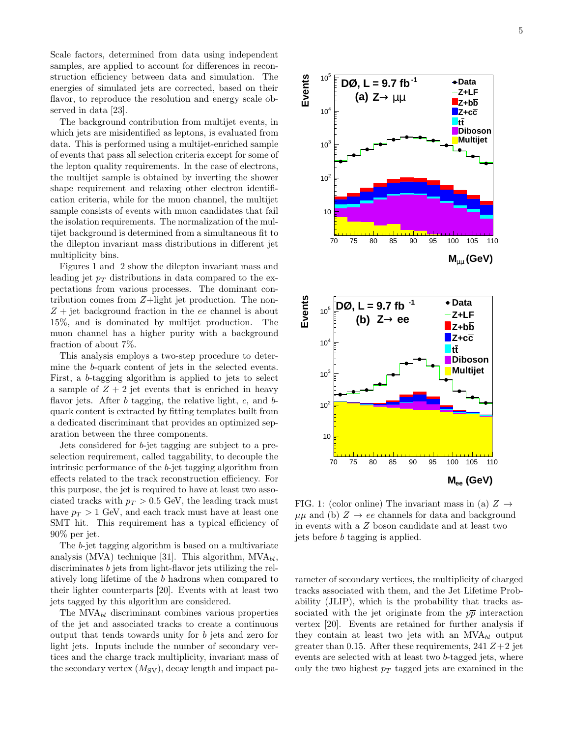Scale factors, determined from data using independent samples, are applied to account for differences in reconstruction efficiency between data and simulation. The energies of simulated jets are corrected, based on their flavor, to reproduce the resolution and energy scale observed in data [23].

The background contribution from multijet events, in which jets are misidentified as leptons, is evaluated from data. This is performed using a multijet-enriched sample of events that pass all selection criteria except for some of the lepton quality requirements. In the case of electrons, the multijet sample is obtained by inverting the shower shape requirement and relaxing other electron identification criteria, while for the muon channel, the multijet sample consists of events with muon candidates that fail the isolation requirements. The normalization of the multijet background is determined from a simultaneous fit to the dilepton invariant mass distributions in different jet multiplicity bins.

Figures 1 and 2 show the dilepton invariant mass and leading jet $p_T$ distributions in data compared to the expectations from various processes. The dominant contribution comes from $Z$+light jet production. The non-$Z$ + jet background fraction in the $ee$ channel is about 15%, and is dominated by multijet production. The muon channel has a higher purity with a background fraction of about 7%.

This analysis employs a two-step procedure to determine the $b$-quark content of jets in the selected events. First, a $b$-tagging algorithm is applied to jets to select a sample of $Z+2$ jet events that is enriched in heavy flavor jets. After $b$ tagging, the relative light, $c$, and $b$-quark content is extracted by fitting templates built from a dedicated discriminant that provides an optimized separation between the three components.

Jets considered for $b$-jet tagging are subject to a preselection requirement, called taggability, to decouple the intrinsic performance of the $b$-jet tagging algorithm from effects related to the track reconstruction efficiency. For this purpose, the jet is required to have at least two associated tracks with $p_T > 0.5$ GeV, the leading track must have $p_T > 1$ GeV, and each track must have at least one SMT hit. This requirement has a typical efficiency of 90% per jet.

The $b$-jet tagging algorithm is based on a multivariate analysis (MVA) technique [31]. This algorithm, $\mathrm{MVA}_{bl}$, discriminates $b$ jets from light-flavor jets utilizing the relatively long lifetime of the $b$ hadrons when compared to their lighter counterparts [20]. Events with at least two jets tagged by this algorithm are considered.

The $\mathrm{MVA}_{bl}$ discriminant combines various properties of the jet and associated tracks to create a continuous output that tends towards unity for $b$ jets and zero for light jets. Inputs include the number of secondary vertices and the charge track multiplicity, invariant mass of the secondary vertex ($M_{\mathrm{SV}}$), decay length and impact parameter of secondary vertices, the multiplicity of charged tracks associated with them, and the Jet Lifetime Probability (JLIP), which is the probability that tracks associated with the jet originate from the $p\bar{p}$ interaction vertex [20]. Events are retained for further analysis if they contain at least two jets with an $\mathrm{MVA}_{bl}$ output greater than 0.15. After these requirements, 241 $Z+2$ jet events are selected with at least two $b$-tagged jets, where only the two highest $p_T$ tagged jets are examined in the

FIG. 1: (color online) The invariant mass in (a) $Z \to \mu\mu$ and (b) $Z \to ee$ channels for data and background in events with a $Z$ boson candidate and at least two jets before $b$ tagging is applied.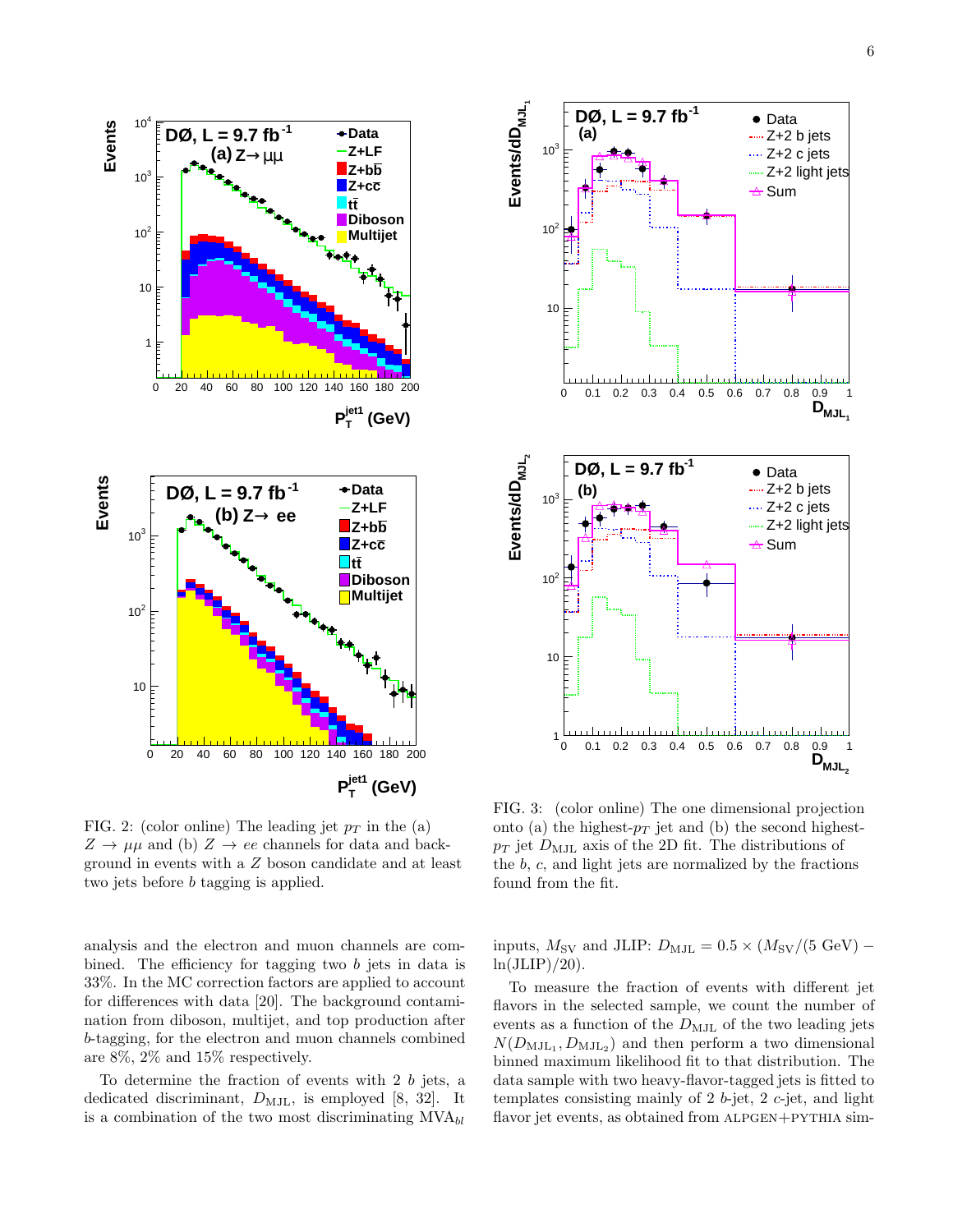FIG. 2: (color online) The leading jet $p_T$ in the (a) $Z \to \mu\mu$ and (b) $Z \to ee$ channels for data and background in events with a $Z$ boson candidate and at least two jets before $b$ tagging is applied.

FIG. 3: (color online) The one dimensional projection onto (a) the highest-$p_T$ jet and (b) the second highest-$p_T$ jet $D_{\rm MJL}$ axis of the 2D fit. The distributions of the $b$, $c$, and light jets are normalized by the fractions found from the fit.

analysis and the electron and muon channels are combined. The efficiency for tagging two $b$ jets in data is 33%. In the MC correction factors are applied to account for differences with data [20]. The background contamination from diboson, multijet, and top production after $b$-tagging, for the electron and muon channels combined are 8%, 2% and 15% respectively.

To determine the fraction of events with 2 $b$ jets, a dedicated discriminant, $D_{\rm MJL}$, is employed [8, 32]. It is a combination of the two most discriminating MVA$_{bl}$ inputs, $M_{\rm SV}$ and JLIP: $D_{\rm MJL} = 0.5 \times (M_{\rm SV}/(5~{\rm GeV}) - \ln({\rm JLIP})/20)$.

To measure the fraction of events with different jet flavors in the selected sample, we count the number of events as a function of the $D_{\rm MJL}$ of the two leading jets $N(D_{{\rm MJL}_1}, D_{{\rm MJL}_2})$ and then perform a two dimensional binned maximum likelihood fit to that distribution. The data sample with two heavy-flavor-tagged jets is fitted to templates consisting mainly of 2 $b$-jet, 2 $c$-jet, and light flavor jet events, as obtained from ALPGEN+PYTHIA sim-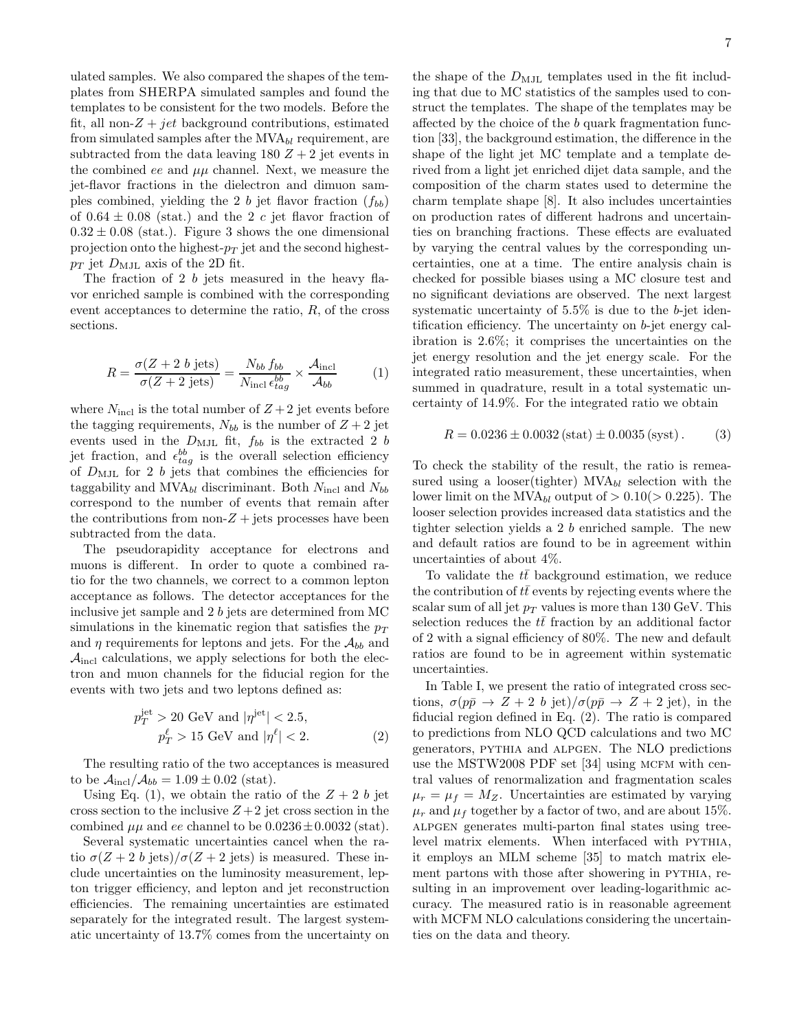ulated samples. We also compared the shapes of the templates from SHERPA simulated samples and found the templates to be consistent for the two models. Before the fit, all non-$Z + jet$ background contributions, estimated from simulated samples after the $\text{MVA}_{bl}$ requirement, are subtracted from the data leaving 180 $Z + 2$ jet events in the combined $ee$ and $\mu\mu$ channel. Next, we measure the jet-flavor fractions in the dielectron and dimuon samples combined, yielding the 2 $b$ jet flavor fraction ($f_{bb}$) of $0.64 \pm 0.08$ (stat.) and the 2 $c$ jet flavor fraction of $0.32 \pm 0.08$ (stat.). Figure 3 shows the one dimensional projection onto the highest-$p_T$ jet and the second highest-$p_T$ jet $D_{\text{MJL}}$ axis of the 2D fit.

The fraction of 2 $b$ jets measured in the heavy flavor enriched sample is combined with the corresponding event acceptances to determine the ratio, $R$, of the cross sections.

$$R = \frac{\sigma(Z + 2\ b\ \text{jets})}{\sigma(Z + 2\ \text{jets})} = \frac{N_{bb}\, f_{bb}}{N_{\text{incl}}\, \epsilon^{bb}_{tag}} \times \frac{\mathcal{A}_{\text{incl}}}{\mathcal{A}_{bb}} \qquad (1)$$

where $N_{\text{incl}}$ is the total number of $Z + 2$ jet events before the tagging requirements, $N_{bb}$ is the number of $Z + 2$ jet events used in the $D_{\text{MJL}}$ fit, $f_{bb}$ is the extracted 2 $b$ jet fraction, and $\epsilon^{bb}_{tag}$ is the overall selection efficiency of $D_{\text{MJL}}$ for 2 $b$ jets that combines the efficiencies for taggability and $\text{MVA}_{bl}$ discriminant. Both $N_{\text{incl}}$ and $N_{bb}$ correspond to the number of events that remain after the contributions from non-$Z+$jets processes have been subtracted from the data.

The pseudorapidity acceptance for electrons and muons is different. In order to quote a combined ratio for the two channels, we correct to a common lepton acceptance as follows. The detector acceptances for the inclusive jet sample and 2 $b$ jets are determined from MC simulations in the kinematic region that satisfies the $p_T$ and $\eta$ requirements for leptons and jets. For the $\mathcal{A}_{bb}$ and $\mathcal{A}_{\text{incl}}$ calculations, we apply selections for both the electron and muon channels for the fiducial region for the events with two jets and two leptons defined as:

$$\begin{aligned} p_T^{\text{jet}} > 20\ \text{GeV and } |\eta^{\text{jet}}| < 2.5, \\ p_T^{\ell} > 15\ \text{GeV and } |\eta^{\ell}| < 2. \end{aligned} \qquad (2)$$

The resulting ratio of the two acceptances is measured to be $\mathcal{A}_{\text{incl}}/\mathcal{A}_{bb} = 1.09 \pm 0.02$ (stat).

Using Eq. (1), we obtain the ratio of the $Z + 2$ $b$ jet cross section to the inclusive $Z+2$ jet cross section in the combined $\mu\mu$ and $ee$ channel to be $0.0236 \pm 0.0032$ (stat).

Several systematic uncertainties cancel when the ratio $\sigma(Z + 2\ b\ \text{jets})/\sigma(Z + 2\ \text{jets})$ is measured. These include uncertainties on the luminosity measurement, lepton trigger efficiency, and lepton and jet reconstruction efficiencies. The remaining uncertainties are estimated separately for the integrated result. The largest systematic uncertainty of 13.7% comes from the uncertainty on the shape of the $D_{\text{MJL}}$ templates used in the fit including that due to MC statistics of the samples used to construct the templates. The shape of the templates may be affected by the choice of the $b$ quark fragmentation function [33], the background estimation, the difference in the shape of the light jet MC template and a template derived from a light jet enriched dijet data sample, and the composition of the charm states used to determine the charm template shape [8]. It also includes uncertainties on production rates of different hadrons and uncertainties on branching fractions. These effects are evaluated by varying the central values by the corresponding uncertainties, one at a time. The entire analysis chain is checked for possible biases using a MC closure test and no significant deviations are observed. The next largest systematic uncertainty of 5.5% is due to the $b$-jet identification efficiency. The uncertainty on $b$-jet energy calibration is 2.6%; it comprises the uncertainties on the jet energy resolution and the jet energy scale. For the integrated ratio measurement, these uncertainties, when summed in quadrature, result in a total systematic uncertainty of 14.9%. For the integrated ratio we obtain

$$R = 0.0236 \pm 0.0032\,(\text{stat}) \pm 0.0035\,(\text{syst})\,. \qquad (3)$$

To check the stability of the result, the ratio is remeasured using a looser(tighter) $\text{MVA}_{bl}$ selection with the lower limit on the $\text{MVA}_{bl}$ output of $> 0.10 (> 0.225)$. The looser selection provides increased data statistics and the tighter selection yields a 2 $b$ enriched sample. The new and default ratios are found to be in agreement within uncertainties of about 4%.

To validate the $t\bar{t}$ background estimation, we reduce the contribution of $t\bar{t}$ events by rejecting events where the scalar sum of all jet $p_T$ values is more than 130 GeV. This selection reduces the $t\bar{t}$ fraction by an additional factor of 2 with a signal efficiency of 80%. The new and default ratios are found to be in agreement within systematic uncertainties.

In Table I, we present the ratio of integrated cross sections, $\sigma(p\bar{p} \to Z + 2\ b\ \text{jet})/\sigma(p\bar{p} \to Z + 2\ \text{jet})$, in the fiducial region defined in Eq. (2). The ratio is compared to predictions from NLO QCD calculations and two MC generators, PYTHIA and ALPGEN. The NLO predictions use the MSTW2008 PDF set [34] using MCFM with central values of renormalization and fragmentation scales $\mu_r = \mu_f = M_Z$. Uncertainties are estimated by varying $\mu_r$ and $\mu_f$ together by a factor of two, and are about 15%. ALPGEN generates multi-parton final states using tree-level matrix elements. When interfaced with PYTHIA, it employs an MLM scheme [35] to match matrix element partons with those after showering in PYTHIA, resulting in an improvement over leading-logarithmic accuracy. The measured ratio is in reasonable agreement with MCFM NLO calculations considering the uncertainties on the data and theory.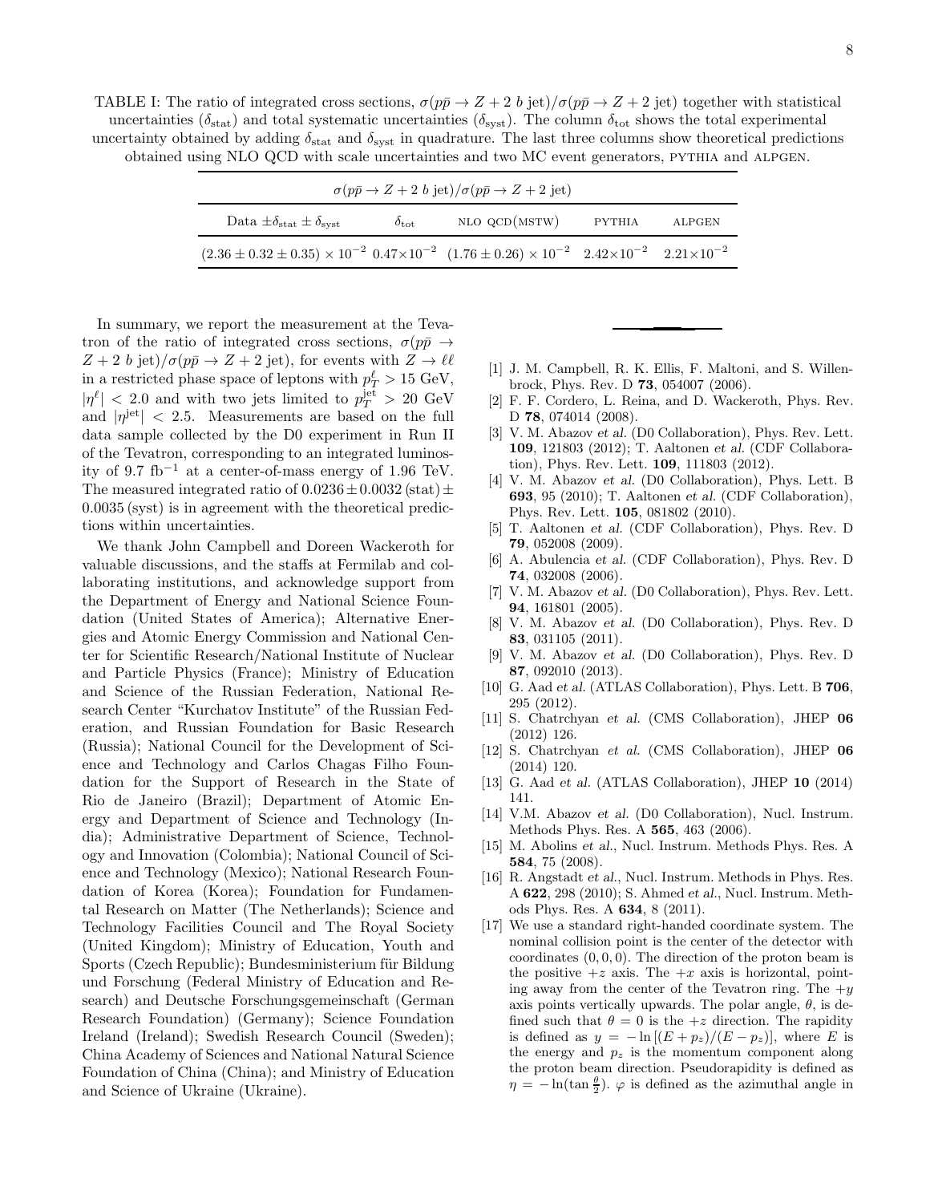TABLE I: The ratio of integrated cross sections, $\sigma(p\bar{p} \to Z + 2\ b\ \text{jet})/\sigma(p\bar{p} \to Z + 2\ \text{jet})$ together with statistical uncertainties ($\delta_{\text{stat}}$) and total systematic uncertainties ($\delta_{\text{syst}}$). The column $\delta_{\text{tot}}$ shows the total experimental uncertainty obtained by adding $\delta_{\text{stat}}$ and $\delta_{\text{syst}}$ in quadrature. The last three columns show theoretical predictions obtained using NLO QCD with scale uncertainties and two MC event generators, PYTHIA and ALPGEN.

| $\sigma(p\bar{p} \to Z + 2\ b\ \text{jet})/\sigma(p\bar{p} \to Z + 2\ \text{jet})$ | | | | |
|---|---|---|---|---|
| Data $\pm\delta_{\text{stat}} \pm \delta_{\text{syst}}$ | $\delta_{\text{tot}}$ | NLO QCD(MSTW) | PYTHIA | ALPGEN |
| $(2.36 \pm 0.32 \pm 0.35) \times 10^{-2}$ | $0.47{\times}10^{-2}$ | $(1.76 \pm 0.26) \times 10^{-2}$ | $2.42{\times}10^{-2}$ | $2.21{\times}10^{-2}$ |

In summary, we report the measurement at the Tevatron of the ratio of integrated cross sections, $\sigma(p\bar{p} \to Z + 2\ b\ \text{jet})/\sigma(p\bar{p} \to Z + 2\ \text{jet})$, for events with $Z \to \ell\ell$ in a restricted phase space of leptons with $p_T^{\ell} > 15$ GeV, $|\eta^{\ell}| < 2.0$ and with two jets limited to $p_T^{\text{jet}} > 20$ GeV and $|\eta^{\text{jet}}| < 2.5$. Measurements are based on the full data sample collected by the D0 experiment in Run II of the Tevatron, corresponding to an integrated luminosity of 9.7 fb$^{-1}$ at a center-of-mass energy of 1.96 TeV. The measured integrated ratio of $0.0236 \pm 0.0032\,(\text{stat}) \pm 0.0035\,(\text{syst})$ is in agreement with the theoretical predictions within uncertainties.

We thank John Campbell and Doreen Wackeroth for valuable discussions, and the staffs at Fermilab and collaborating institutions, and acknowledge support from the Department of Energy and National Science Foundation (United States of America); Alternative Energies and Atomic Energy Commission and National Center for Scientific Research/National Institute of Nuclear and Particle Physics (France); Ministry of Education and Science of the Russian Federation, National Research Center "Kurchatov Institute" of the Russian Federation, and Russian Foundation for Basic Research (Russia); National Council for the Development of Science and Technology and Carlos Chagas Filho Foundation for the Support of Research in the State of Rio de Janeiro (Brazil); Department of Atomic Energy and Department of Science and Technology (India); Administrative Department of Science, Technology and Innovation (Colombia); National Council of Science and Technology (Mexico); National Research Foundation of Korea (Korea); Foundation for Fundamental Research on Matter (The Netherlands); Science and Technology Facilities Council and The Royal Society (United Kingdom); Ministry of Education, Youth and Sports (Czech Republic); Bundesministerium für Bildung und Forschung (Federal Ministry of Education and Research) and Deutsche Forschungsgemeinschaft (German Research Foundation) (Germany); Science Foundation Ireland (Ireland); Swedish Research Council (Sweden); China Academy of Sciences and National Natural Science Foundation of China (China); and Ministry of Education and Science of Ukraine (Ukraine).

---

[1] J. M. Campbell, R. K. Ellis, F. Maltoni, and S. Willenbrock, Phys. Rev. D **73**, 054007 (2006).

[2] F. F. Cordero, L. Reina, and D. Wackeroth, Phys. Rev. D **78**, 074014 (2008).

[3] V. M. Abazov *et al.* (D0 Collaboration), Phys. Rev. Lett. **109**, 121803 (2012); T. Aaltonen *et al.* (CDF Collaboration), Phys. Rev. Lett. **109**, 111803 (2012).

[4] V. M. Abazov *et al.* (D0 Collaboration), Phys. Lett. B **693**, 95 (2010); T. Aaltonen *et al.* (CDF Collaboration), Phys. Rev. Lett. **105**, 081802 (2010).

[5] T. Aaltonen *et al.* (CDF Collaboration), Phys. Rev. D **79**, 052008 (2009).

[6] A. Abulencia *et al.* (CDF Collaboration), Phys. Rev. D **74**, 032008 (2006).

[7] V. M. Abazov *et al.* (D0 Collaboration), Phys. Rev. Lett. **94**, 161801 (2005).

[8] V. M. Abazov *et al.* (D0 Collaboration), Phys. Rev. D **83**, 031105 (2011).

[9] V. M. Abazov *et al.* (D0 Collaboration), Phys. Rev. D **87**, 092010 (2013).

[10] G. Aad *et al.* (ATLAS Collaboration), Phys. Lett. B **706**, 295 (2012).

[11] S. Chatrchyan *et al.* (CMS Collaboration), JHEP **06** (2012) 126.

[12] S. Chatrchyan *et al.* (CMS Collaboration), JHEP **06** (2014) 120.

[13] G. Aad *et al.* (ATLAS Collaboration), JHEP **10** (2014) 141.

[14] V.M. Abazov *et al.* (D0 Collaboration), Nucl. Instrum. Methods Phys. Res. A **565**, 463 (2006).

[15] M. Abolins *et al.*, Nucl. Instrum. Methods Phys. Res. A **584**, 75 (2008).

[16] R. Angstadt *et al.*, Nucl. Instrum. Methods in Phys. Res. A **622**, 298 (2010); S. Ahmed *et al.*, Nucl. Instrum. Methods Phys. Res. A **634**, 8 (2011).

[17] We use a standard right-handed coordinate system. The nominal collision point is the center of the detector with coordinates $(0, 0, 0)$. The direction of the proton beam is the positive $+z$ axis. The $+x$ axis is horizontal, pointing away from the center of the Tevatron ring. The $+y$ axis points vertically upwards. The polar angle, $\theta$, is defined such that $\theta = 0$ is the $+z$ direction. The rapidity is defined as $y = -\ln[(E + p_z)/(E - p_z)]$, where $E$ is the energy and $p_z$ is the momentum component along the proton beam direction. Pseudorapidity is defined as $\eta = -\ln(\tan\frac{\theta}{2})$. $\varphi$ is defined as the azimuthal angle in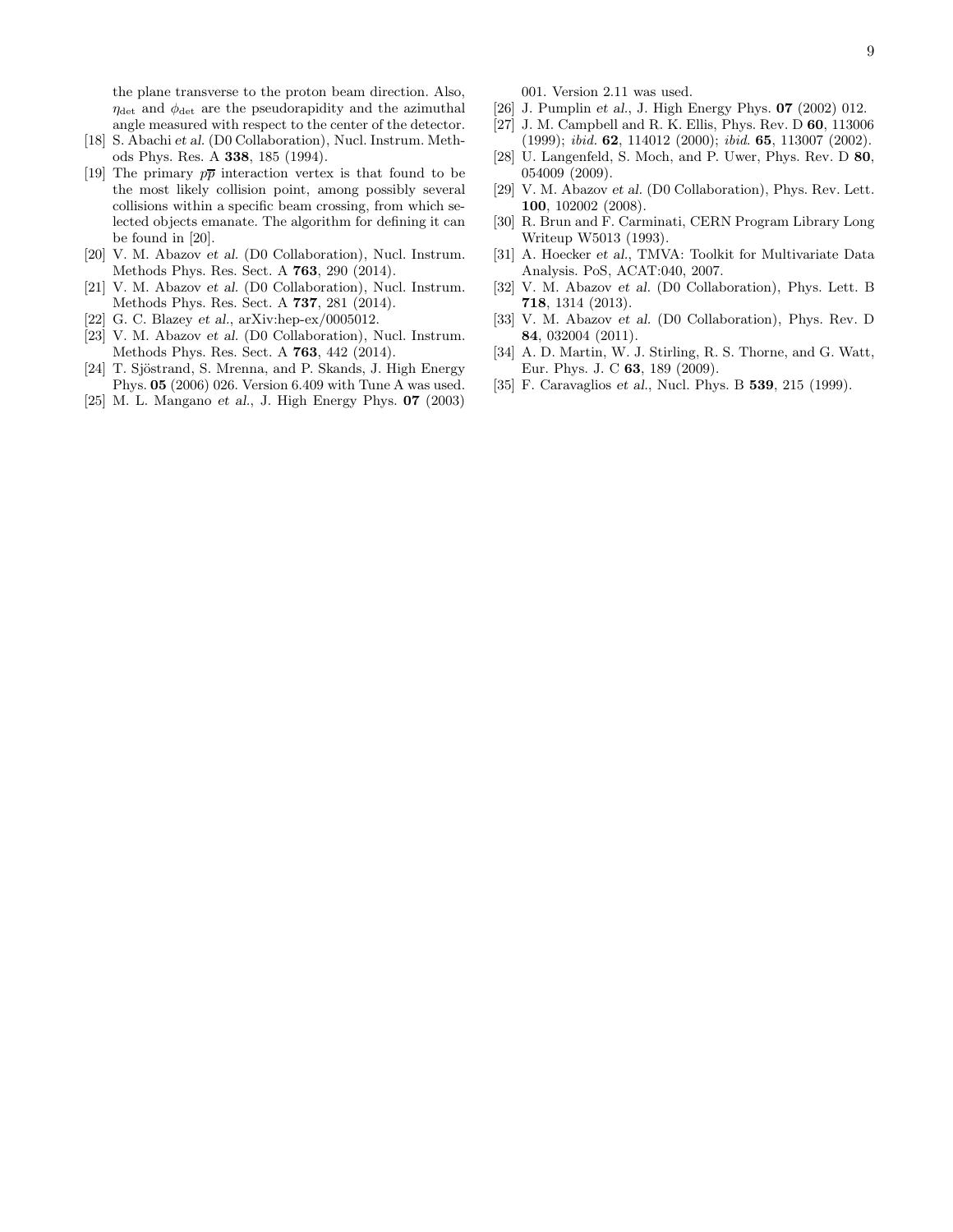the plane transverse to the proton beam direction. Also, $\eta_{\rm det}$ and $\phi_{\rm det}$ are the pseudorapidity and the azimuthal angle measured with respect to the center of the detector.

[18] S. Abachi *et al.* (D0 Collaboration), Nucl. Instrum. Methods Phys. Res. A **338**, 185 (1994).

[19] The primary $p\overline{p}$ interaction vertex is that found to be the most likely collision point, among possibly several collisions within a specific beam crossing, from which selected objects emanate. The algorithm for defining it can be found in [20].

[20] V. M. Abazov *et al.* (D0 Collaboration), Nucl. Instrum. Methods Phys. Res. Sect. A **763**, 290 (2014).

[21] V. M. Abazov *et al.* (D0 Collaboration), Nucl. Instrum. Methods Phys. Res. Sect. A **737**, 281 (2014).

[22] G. C. Blazey *et al.*, arXiv:hep-ex/0005012.

[23] V. M. Abazov *et al.* (D0 Collaboration), Nucl. Instrum. Methods Phys. Res. Sect. A **763**, 442 (2014).

[24] T. Sjöstrand, S. Mrenna, and P. Skands, J. High Energy Phys. **05** (2006) 026. Version 6.409 with Tune A was used.

[25] M. L. Mangano *et al.*, J. High Energy Phys. **07** (2003) 001. Version 2.11 was used.

[26] J. Pumplin *et al.*, J. High Energy Phys. **07** (2002) 012.

[27] J. M. Campbell and R. K. Ellis, Phys. Rev. D **60**, 113006 (1999); *ibid.* **62**, 114012 (2000); *ibid.* **65**, 113007 (2002).

[28] U. Langenfeld, S. Moch, and P. Uwer, Phys. Rev. D **80**, 054009 (2009).

[29] V. M. Abazov *et al.* (D0 Collaboration), Phys. Rev. Lett. **100**, 102002 (2008).

[30] R. Brun and F. Carminati, CERN Program Library Long Writeup W5013 (1993).

[31] A. Hoecker *et al.*, TMVA: Toolkit for Multivariate Data Analysis. PoS, ACAT:040, 2007.

[32] V. M. Abazov *et al.* (D0 Collaboration), Phys. Lett. B **718**, 1314 (2013).

[33] V. M. Abazov *et al.* (D0 Collaboration), Phys. Rev. D **84**, 032004 (2011).

[34] A. D. Martin, W. J. Stirling, R. S. Thorne, and G. Watt, Eur. Phys. J. C **63**, 189 (2009).

[35] F. Caravaglios *et al.*, Nucl. Phys. B **539**, 215 (1999).